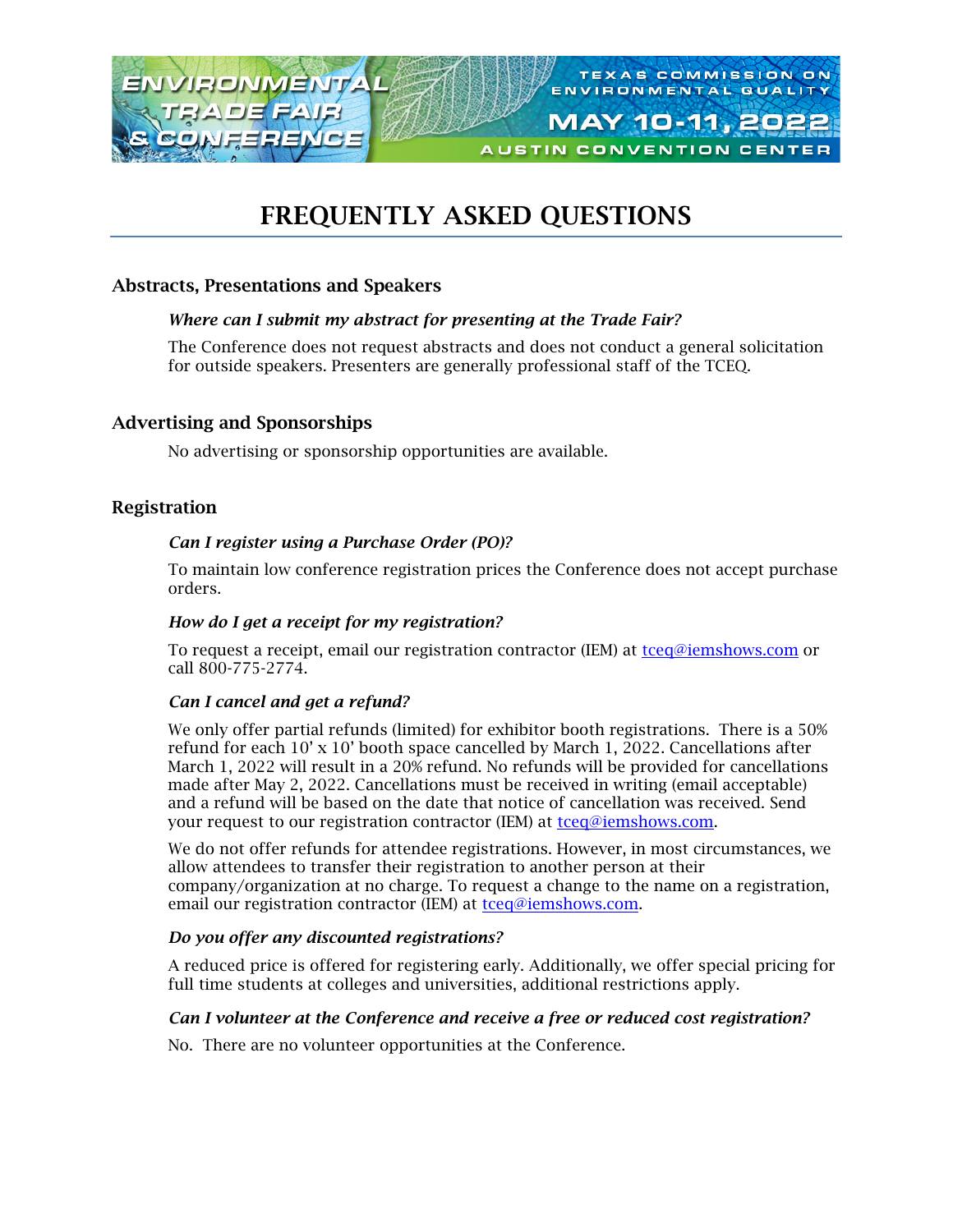ENVIRONMENTAL TRADE FAIR & CONFERENCE

TEXAS COMMISSION ON ENVIRONMENTAL QUALITY

MAY 10-11, 2022

AUSTIN CONVENTION CENTER

# FREQUENTLY ASKED QUESTIONS

## Abstracts, Presentations and Speakers

***Where can I submit my abstract for presenting at the Trade Fair?***

The Conference does not request abstracts and does not conduct a general solicitation for outside speakers. Presenters are generally professional staff of the TCEQ.

## Advertising and Sponsorships

No advertising or sponsorship opportunities are available.

## Registration

***Can I register using a Purchase Order (PO)?***

To maintain low conference registration prices the Conference does not accept purchase orders.

***How do I get a receipt for my registration?***

To request a receipt, email our registration contractor (IEM) at tceq@iemshows.com or call 800-775-2774.

***Can I cancel and get a refund?***

We only offer partial refunds (limited) for exhibitor booth registrations. There is a 50% refund for each 10' x 10' booth space cancelled by March 1, 2022. Cancellations after March 1, 2022 will result in a 20% refund. No refunds will be provided for cancellations made after May 2, 2022. Cancellations must be received in writing (email acceptable) and a refund will be based on the date that notice of cancellation was received. Send your request to our registration contractor (IEM) at tceq@iemshows.com.

We do not offer refunds for attendee registrations. However, in most circumstances, we allow attendees to transfer their registration to another person at their company/organization at no charge. To request a change to the name on a registration, email our registration contractor (IEM) at tceq@iemshows.com.

***Do you offer any discounted registrations?***

A reduced price is offered for registering early. Additionally, we offer special pricing for full time students at colleges and universities, additional restrictions apply.

***Can I volunteer at the Conference and receive a free or reduced cost registration?***

No. There are no volunteer opportunities at the Conference.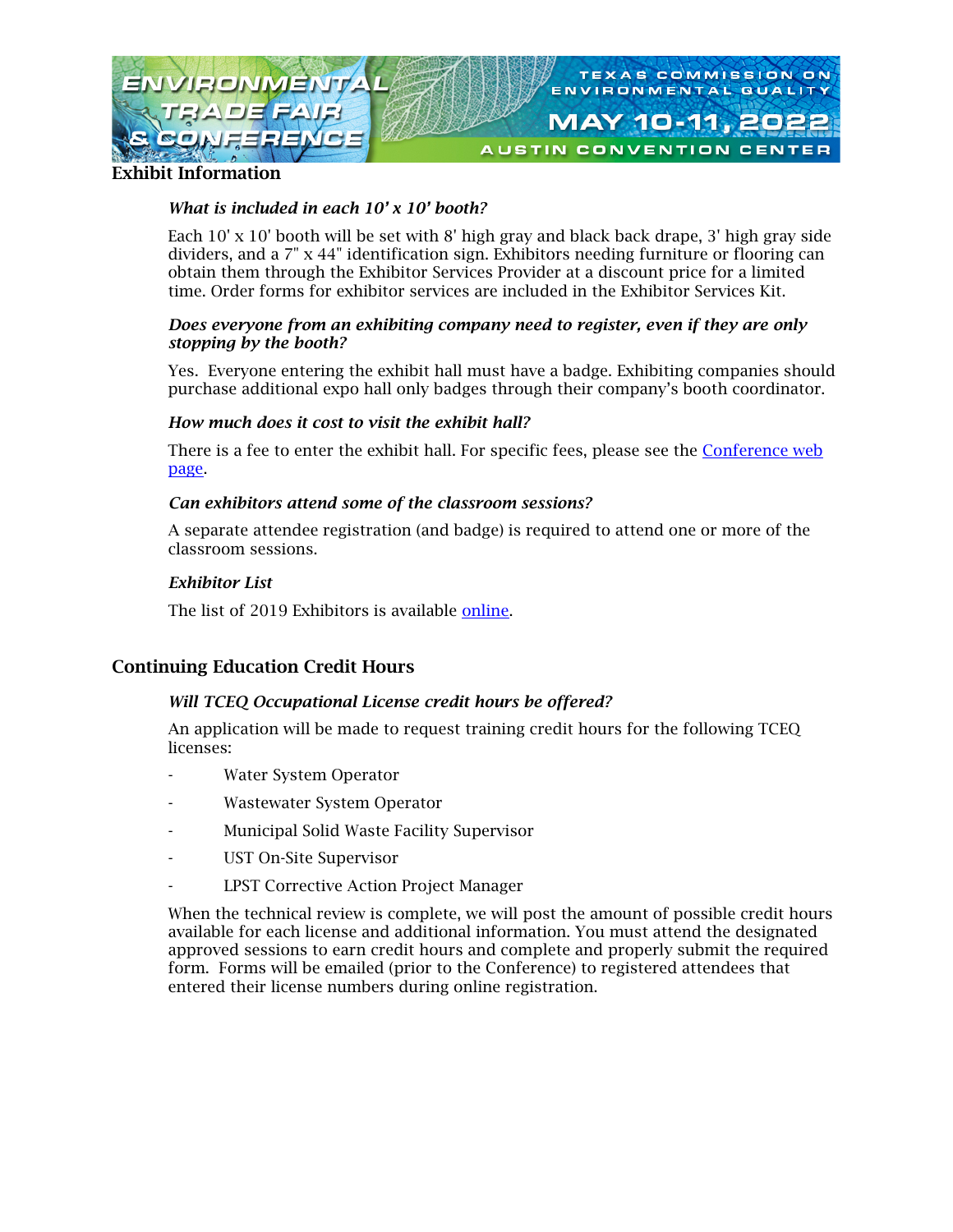## Exhibit Information

*What is included in each 10’ x 10’ booth?*

Each 10' x 10' booth will be set with 8' high gray and black back drape, 3' high gray side dividers, and a 7" x 44" identification sign. Exhibitors needing furniture or flooring can obtain them through the Exhibitor Services Provider at a discount price for a limited time. Order forms for exhibitor services are included in the Exhibitor Services Kit.

*Does everyone from an exhibiting company need to register, even if they are only stopping by the booth?*

Yes. Everyone entering the exhibit hall must have a badge. Exhibiting companies should purchase additional expo hall only badges through their company’s booth coordinator.

*How much does it cost to visit the exhibit hall?*

There is a fee to enter the exhibit hall. For specific fees, please see the Conference web page.

*Can exhibitors attend some of the classroom sessions?*

A separate attendee registration (and badge) is required to attend one or more of the classroom sessions.

*Exhibitor List*

The list of 2019 Exhibitors is available online.

## Continuing Education Credit Hours

*Will TCEQ Occupational License credit hours be offered?*

An application will be made to request training credit hours for the following TCEQ licenses:

- Water System Operator
- Wastewater System Operator
- Municipal Solid Waste Facility Supervisor
- UST On-Site Supervisor
- LPST Corrective Action Project Manager

When the technical review is complete, we will post the amount of possible credit hours available for each license and additional information. You must attend the designated approved sessions to earn credit hours and complete and properly submit the required form. Forms will be emailed (prior to the Conference) to registered attendees that entered their license numbers during online registration.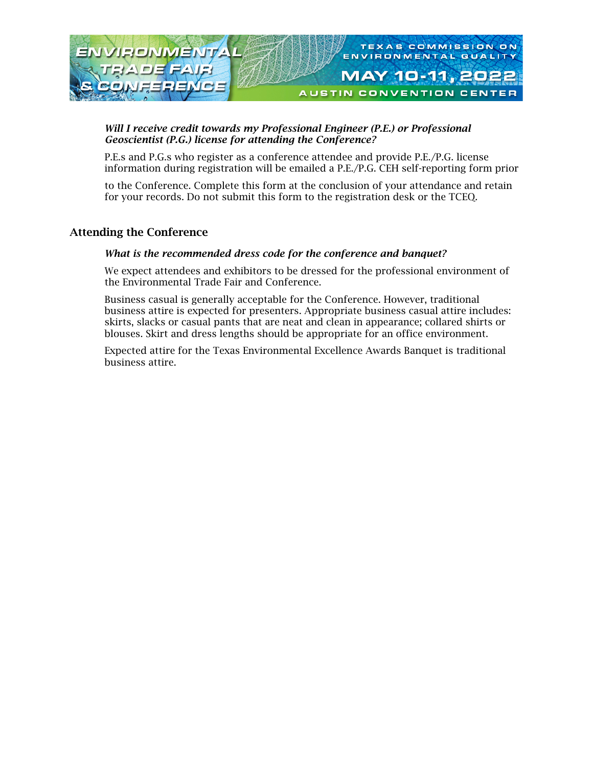*Will I receive credit towards my Professional Engineer (P.E.) or Professional Geoscientist (P.G.) license for attending the Conference?*

P.E.s and P.G.s who register as a conference attendee and provide P.E./P.G. license information during registration will be emailed a P.E./P.G. CEH self-reporting form prior to the Conference. Complete this form at the conclusion of your attendance and retain for your records. Do not submit this form to the registration desk or the TCEQ.

## Attending the Conference

*What is the recommended dress code for the conference and banquet?*

We expect attendees and exhibitors to be dressed for the professional environment of the Environmental Trade Fair and Conference.

Business casual is generally acceptable for the Conference. However, traditional business attire is expected for presenters. Appropriate business casual attire includes: skirts, slacks or casual pants that are neat and clean in appearance; collared shirts or blouses. Skirt and dress lengths should be appropriate for an office environment.

Expected attire for the Texas Environmental Excellence Awards Banquet is traditional business attire.